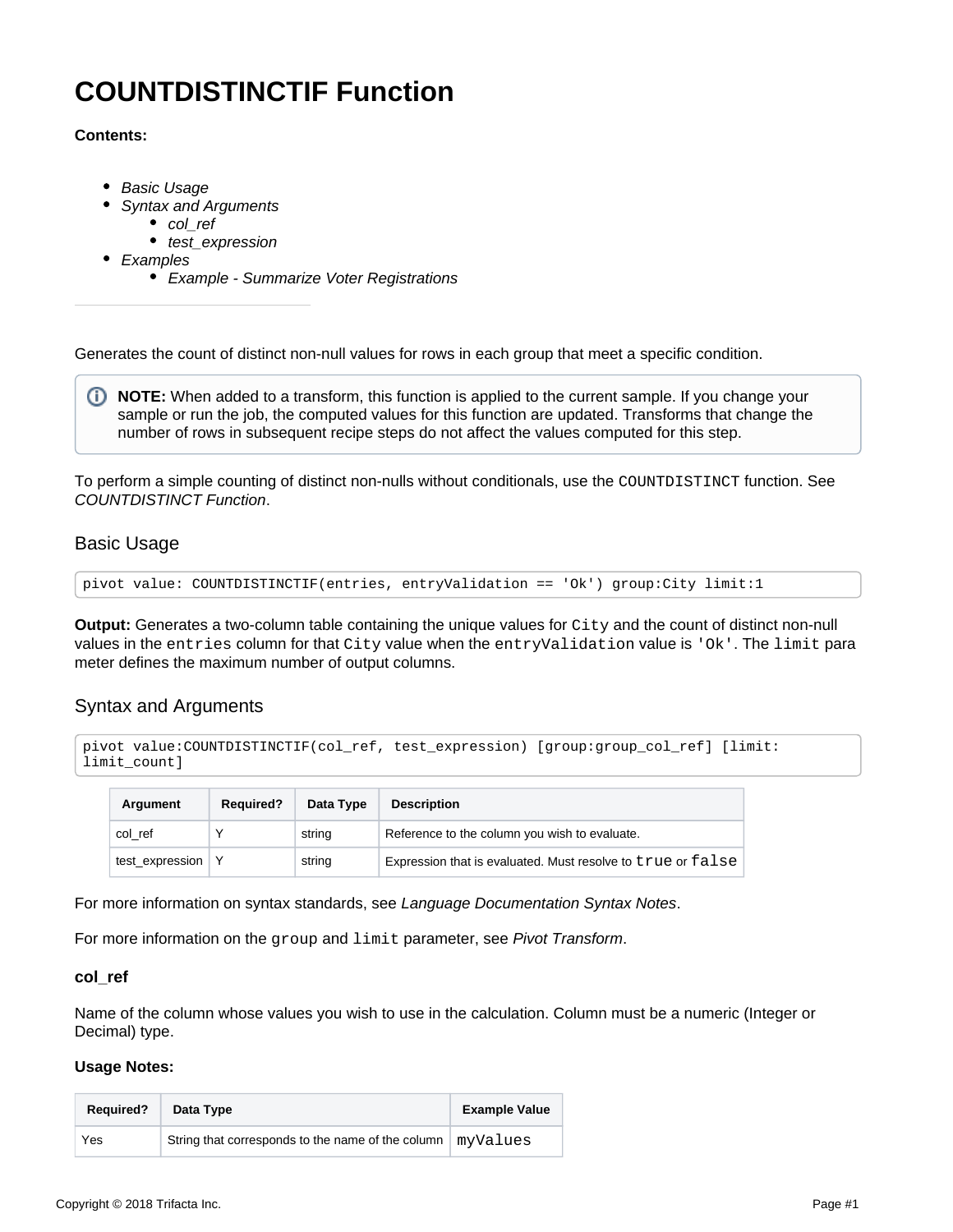# COUNTDISTINCTIF Function

**Contents:**

- *Basic Usage*
- *Syntax and Arguments*
    - *col_ref*
    - *test_expression*
- *Examples*
    - *Example - Summarize Voter Registrations*

---

Generates the count of distinct non-null values for rows in each group that meet a specific condition.

> **NOTE:** When added to a transform, this function is applied to the current sample. If you change your sample or run the job, the computed values for this function are updated. Transforms that change the number of rows in subsequent recipe steps do not affect the values computed for this step.

To perform a simple counting of distinct non-nulls without conditionals, use the `COUNTDISTINCT` function. See *COUNTDISTINCT Function*.

## Basic Usage

```
pivot value: COUNTDISTINCTIF(entries, entryValidation == 'Ok') group:City limit:1
```

**Output:** Generates a two-column table containing the unique values for `City` and the count of distinct non-null values in the `entries` column for that `City` value when the `entryValidation` value is `'Ok'`. The `limit` parameter defines the maximum number of output columns.

## Syntax and Arguments

```
pivot value:COUNTDISTINCTIF(col_ref, test_expression) [group:group_col_ref] [limit:
limit_count]
```

| Argument | Required? | Data Type | Description |
| --- | --- | --- | --- |
| col_ref | Y | string | Reference to the column you wish to evaluate. |
| test_expression | Y | string | Expression that is evaluated. Must resolve to `true` or `false` |

For more information on syntax standards, see *Language Documentation Syntax Notes*.

For more information on the `group` and `limit` parameter, see *Pivot Transform*.

### col_ref

Name of the column whose values you wish to use in the calculation. Column must be a numeric (Integer or Decimal) type.

**Usage Notes:**

| Required? | Data Type | Example Value |
| --- | --- | --- |
| Yes | String that corresponds to the name of the column | `myValues` |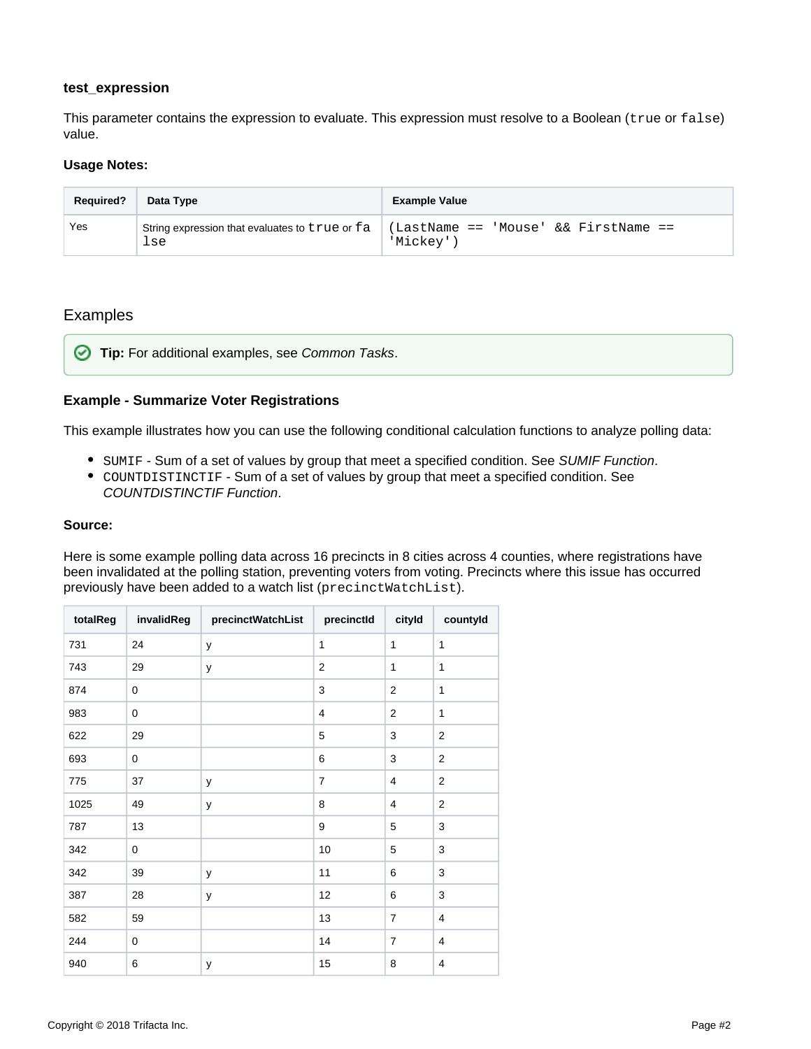### test_expression

This parameter contains the expression to evaluate. This expression must resolve to a Boolean (`true` or `false`) value.

#### Usage Notes:

| Required? | Data Type | Example Value |
| --- | --- | --- |
| Yes | String expression that evaluates to `true` or `false` | `(LastName == 'Mouse' && FirstName == 'Mickey')` |

## Examples

**Tip:** For additional examples, see *Common Tasks*.

### Example - Summarize Voter Registrations

This example illustrates how you can use the following conditional calculation functions to analyze polling data:

- `SUMIF` - Sum of a set of values by group that meet a specified condition. See *SUMIF Function*.
- `COUNTDISTINCTIF` - Sum of a set of values by group that meet a specified condition. See *COUNTDISTINCTIF Function*.

#### Source:

Here is some example polling data across 16 precincts in 8 cities across 4 counties, where registrations have been invalidated at the polling station, preventing voters from voting. Precincts where this issue has occurred previously have been added to a watch list (`precinctWatchList`).

| totalReg | invalidReg | precinctWatchList | precinctId | cityId | countyId |
| --- | --- | --- | --- | --- | --- |
| 731 | 24 | y | 1 | 1 | 1 |
| 743 | 29 | y | 2 | 1 | 1 |
| 874 | 0 | | 3 | 2 | 1 |
| 983 | 0 | | 4 | 2 | 1 |
| 622 | 29 | | 5 | 3 | 2 |
| 693 | 0 | | 6 | 3 | 2 |
| 775 | 37 | y | 7 | 4 | 2 |
| 1025 | 49 | y | 8 | 4 | 2 |
| 787 | 13 | | 9 | 5 | 3 |
| 342 | 0 | | 10 | 5 | 3 |
| 342 | 39 | y | 11 | 6 | 3 |
| 387 | 28 | y | 12 | 6 | 3 |
| 582 | 59 | | 13 | 7 | 4 |
| 244 | 0 | | 14 | 7 | 4 |
| 940 | 6 | y | 15 | 8 | 4 |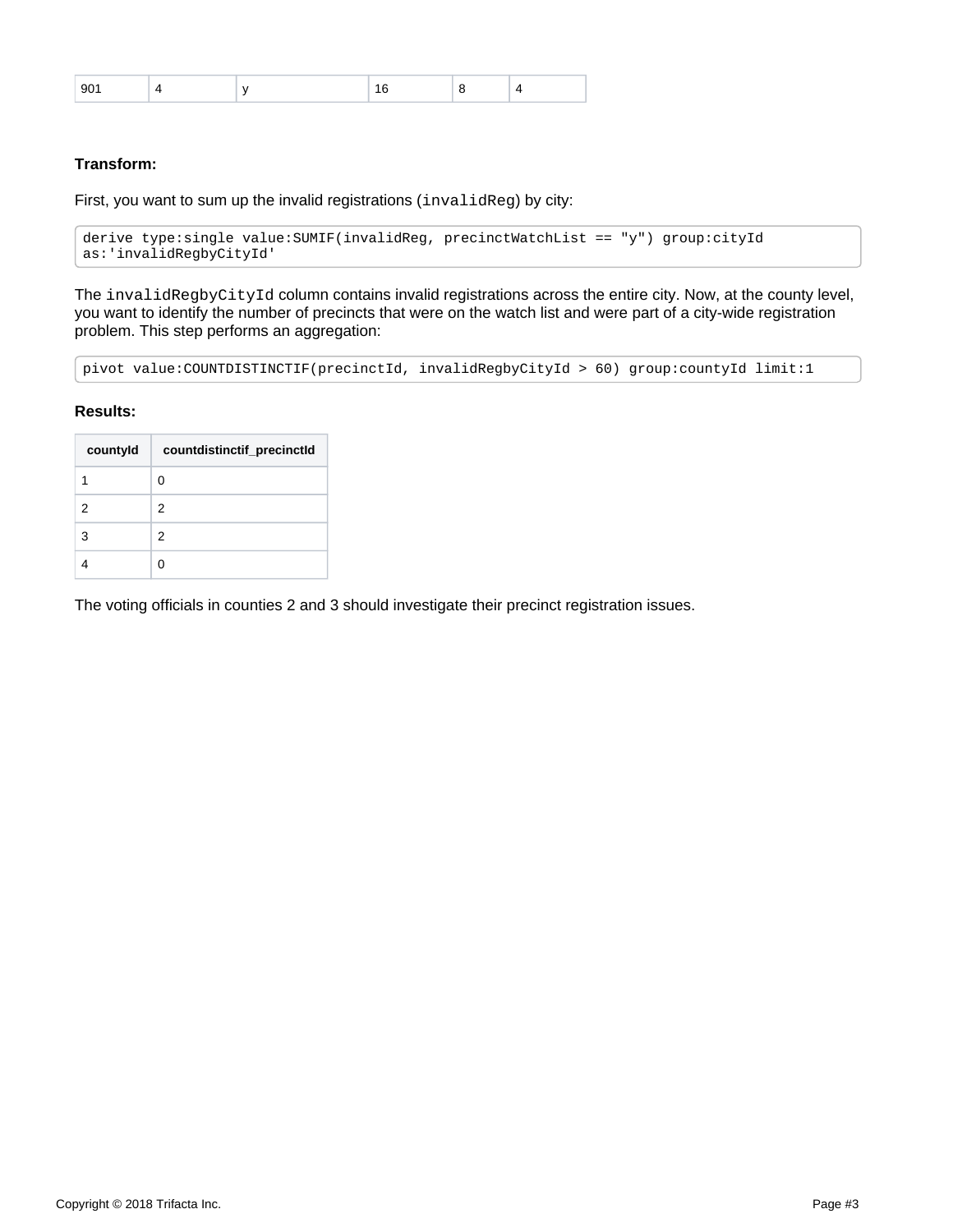| | | | | | |
|---|---|---|---|---|---|
| 901 | 4 | y | 16 | 8 | 4 |

**Transform:**

First, you want to sum up the invalid registrations (`invalidReg`) by city:

```
derive type:single value:SUMIF(invalidReg, precinctWatchList == "y") group:cityId
as:'invalidRegbyCityId'
```

The `invalidRegbyCityId` column contains invalid registrations across the entire city. Now, at the county level, you want to identify the number of precincts that were on the watch list and were part of a city-wide registration problem. This step performs an aggregation:

```
pivot value:COUNTDISTINCTIF(precinctId, invalidRegbyCityId > 60) group:countyId limit:1
```

**Results:**

| countyId | countdistinctif_precinctId |
|---|---|
| 1 | 0 |
| 2 | 2 |
| 3 | 2 |
| 4 | 0 |

The voting officials in counties 2 and 3 should investigate their precinct registration issues.